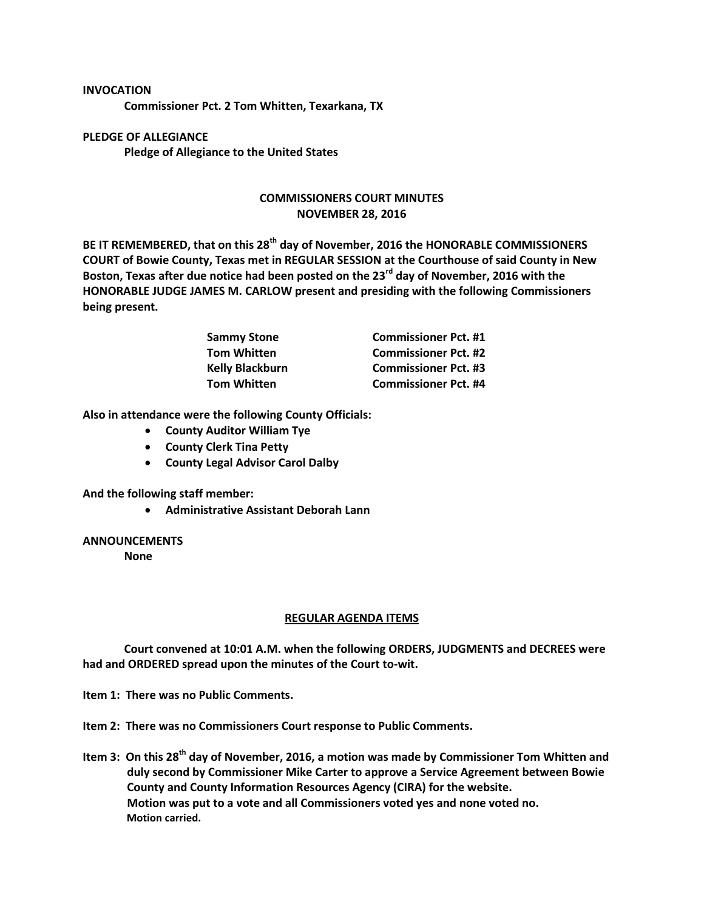**INVOCATION**

**Commissioner Pct. 2 Tom Whitten, Texarkana, TX**

**PLEDGE OF ALLEGIANCE**

**Pledge of Allegiance to the United States**

**COMMISSIONERS COURT MINUTES**
**NOVEMBER 28, 2016**

**BE IT REMEMBERED, that on this 28th day of November, 2016 the HONORABLE COMMISSIONERS COURT of Bowie County, Texas met in REGULAR SESSION at the Courthouse of said County in New Boston, Texas after due notice had been posted on the 23rd day of November, 2016 with the HONORABLE JUDGE JAMES M. CARLOW present and presiding with the following Commissioners being present.**

| | |
|---|---|
| **Sammy Stone** | **Commissioner Pct. #1** |
| **Tom Whitten** | **Commissioner Pct. #2** |
| **Kelly Blackburn** | **Commissioner Pct. #3** |
| **Tom Whitten** | **Commissioner Pct. #4** |

**Also in attendance were the following County Officials:**

- **County Auditor William Tye**
- **County Clerk Tina Petty**
- **County Legal Advisor Carol Dalby**

**And the following staff member:**

- **Administrative Assistant Deborah Lann**

**ANNOUNCEMENTS**

**None**

**REGULAR AGENDA ITEMS**

**Court convened at 10:01 A.M. when the following ORDERS, JUDGMENTS and DECREES were had and ORDERED spread upon the minutes of the Court to-wit.**

**Item 1: There was no Public Comments.**

**Item 2: There was no Commissioners Court response to Public Comments.**

**Item 3: On this 28th day of November, 2016, a motion was made by Commissioner Tom Whitten and duly second by Commissioner Mike Carter to approve a Service Agreement between Bowie County and County Information Resources Agency (CIRA) for the website.
Motion was put to a vote and all Commissioners voted yes and none voted no.
Motion carried.**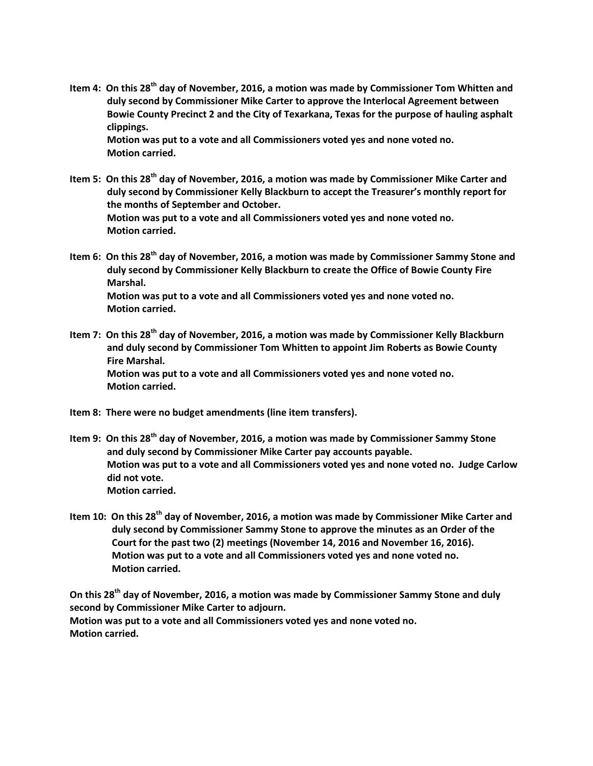**Item 4: On this 28th day of November, 2016, a motion was made by Commissioner Tom Whitten and duly second by Commissioner Mike Carter to approve the Interlocal Agreement between Bowie County Precinct 2 and the City of Texarkana, Texas for the purpose of hauling asphalt clippings.**
**Motion was put to a vote and all Commissioners voted yes and none voted no.**
**Motion carried.**

**Item 5: On this 28th day of November, 2016, a motion was made by Commissioner Mike Carter and duly second by Commissioner Kelly Blackburn to accept the Treasurer's monthly report for the months of September and October.**
**Motion was put to a vote and all Commissioners voted yes and none voted no.**
**Motion carried.**

**Item 6: On this 28th day of November, 2016, a motion was made by Commissioner Sammy Stone and duly second by Commissioner Kelly Blackburn to create the Office of Bowie County Fire Marshal.**
**Motion was put to a vote and all Commissioners voted yes and none voted no.**
**Motion carried.**

**Item 7: On this 28th day of November, 2016, a motion was made by Commissioner Kelly Blackburn and duly second by Commissioner Tom Whitten to appoint Jim Roberts as Bowie County Fire Marshal.**
**Motion was put to a vote and all Commissioners voted yes and none voted no.**
**Motion carried.**

**Item 8: There were no budget amendments (line item transfers).**

**Item 9: On this 28th day of November, 2016, a motion was made by Commissioner Sammy Stone and duly second by Commissioner Mike Carter pay accounts payable.**
**Motion was put to a vote and all Commissioners voted yes and none voted no. Judge Carlow did not vote.**
**Motion carried.**

**Item 10: On this 28th day of November, 2016, a motion was made by Commissioner Mike Carter and duly second by Commissioner Sammy Stone to approve the minutes as an Order of the Court for the past two (2) meetings (November 14, 2016 and November 16, 2016).**
**Motion was put to a vote and all Commissioners voted yes and none voted no.**
**Motion carried.**

**On this 28th day of November, 2016, a motion was made by Commissioner Sammy Stone and duly second by Commissioner Mike Carter to adjourn.**
**Motion was put to a vote and all Commissioners voted yes and none voted no.**
**Motion carried.**